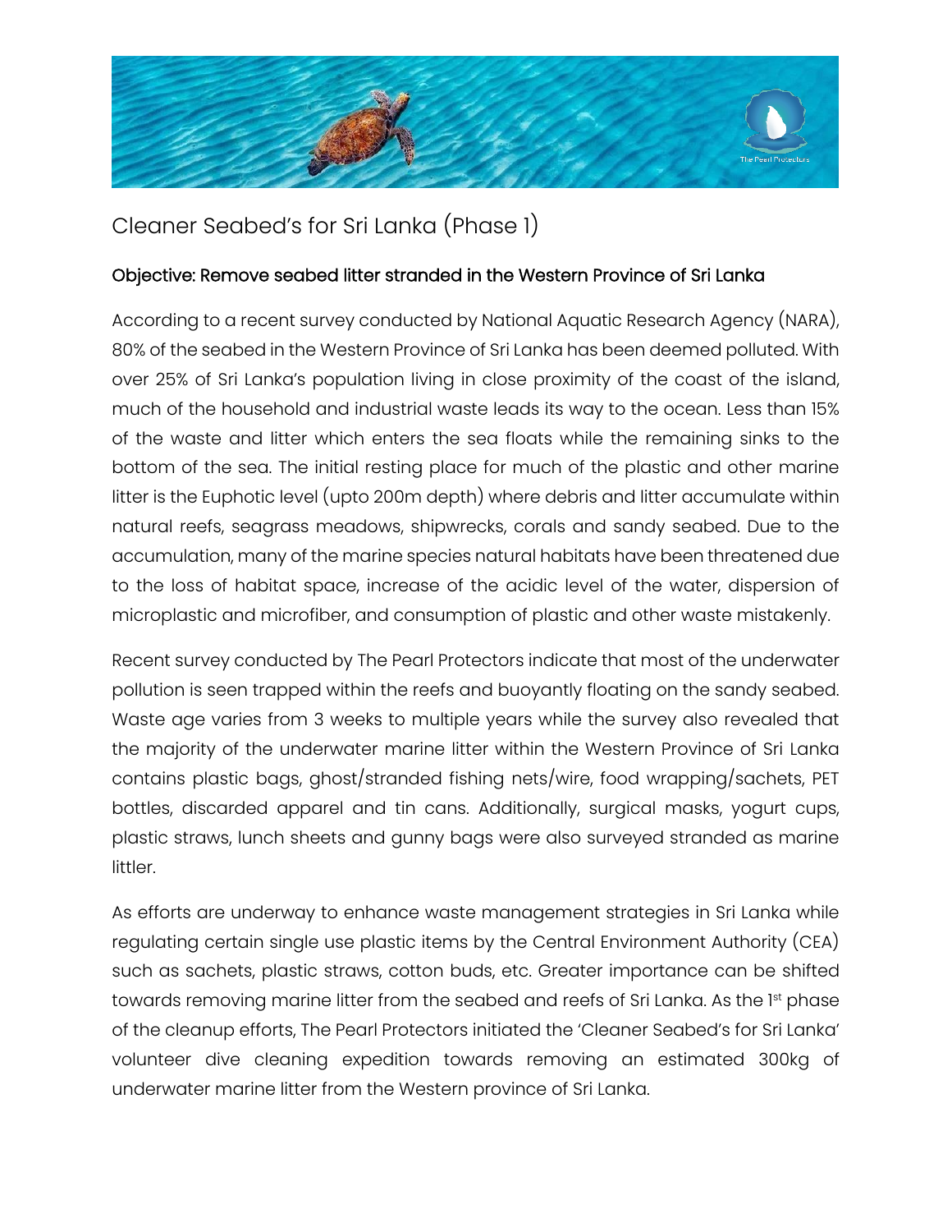# Cleaner Seabed's for Sri Lanka (Phase 1)

## Objective: Remove seabed litter stranded in the Western Province of Sri Lanka

According to a recent survey conducted by National Aquatic Research Agency (NARA), 80% of the seabed in the Western Province of Sri Lanka has been deemed polluted. With over 25% of Sri Lanka's population living in close proximity of the coast of the island, much of the household and industrial waste leads its way to the ocean. Less than 15% of the waste and litter which enters the sea floats while the remaining sinks to the bottom of the sea. The initial resting place for much of the plastic and other marine litter is the Euphotic level (upto 200m depth) where debris and litter accumulate within natural reefs, seagrass meadows, shipwrecks, corals and sandy seabed. Due to the accumulation, many of the marine species natural habitats have been threatened due to the loss of habitat space, increase of the acidic level of the water, dispersion of microplastic and microfiber, and consumption of plastic and other waste mistakenly.

Recent survey conducted by The Pearl Protectors indicate that most of the underwater pollution is seen trapped within the reefs and buoyantly floating on the sandy seabed. Waste age varies from 3 weeks to multiple years while the survey also revealed that the majority of the underwater marine litter within the Western Province of Sri Lanka contains plastic bags, ghost/stranded fishing nets/wire, food wrapping/sachets, PET bottles, discarded apparel and tin cans. Additionally, surgical masks, yogurt cups, plastic straws, lunch sheets and gunny bags were also surveyed stranded as marine littler.

As efforts are underway to enhance waste management strategies in Sri Lanka while regulating certain single use plastic items by the Central Environment Authority (CEA) such as sachets, plastic straws, cotton buds, etc. Greater importance can be shifted towards removing marine litter from the seabed and reefs of Sri Lanka. As the 1st phase of the cleanup efforts, The Pearl Protectors initiated the 'Cleaner Seabed's for Sri Lanka' volunteer dive cleaning expedition towards removing an estimated 300kg of underwater marine litter from the Western province of Sri Lanka.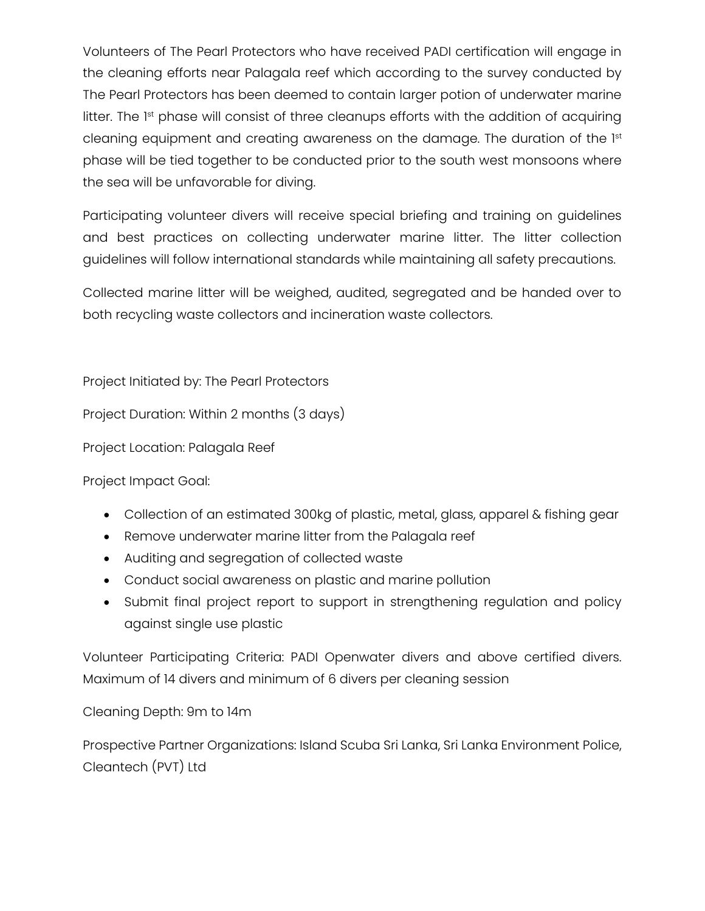Volunteers of The Pearl Protectors who have received PADI certification will engage in the cleaning efforts near Palagala reef which according to the survey conducted by The Pearl Protectors has been deemed to contain larger potion of underwater marine litter. The 1st phase will consist of three cleanups efforts with the addition of acquiring cleaning equipment and creating awareness on the damage. The duration of the 1st phase will be tied together to be conducted prior to the south west monsoons where the sea will be unfavorable for diving.

Participating volunteer divers will receive special briefing and training on guidelines and best practices on collecting underwater marine litter. The litter collection guidelines will follow international standards while maintaining all safety precautions.

Collected marine litter will be weighed, audited, segregated and be handed over to both recycling waste collectors and incineration waste collectors.

Project Initiated by: The Pearl Protectors

Project Duration: Within 2 months (3 days)

Project Location: Palagala Reef

Project Impact Goal:

- Collection of an estimated 300kg of plastic, metal, glass, apparel & fishing gear
- Remove underwater marine litter from the Palagala reef
- Auditing and segregation of collected waste
- Conduct social awareness on plastic and marine pollution
- Submit final project report to support in strengthening regulation and policy against single use plastic

Volunteer Participating Criteria: PADI Openwater divers and above certified divers. Maximum of 14 divers and minimum of 6 divers per cleaning session

Cleaning Depth: 9m to 14m

Prospective Partner Organizations: Island Scuba Sri Lanka, Sri Lanka Environment Police, Cleantech (PVT) Ltd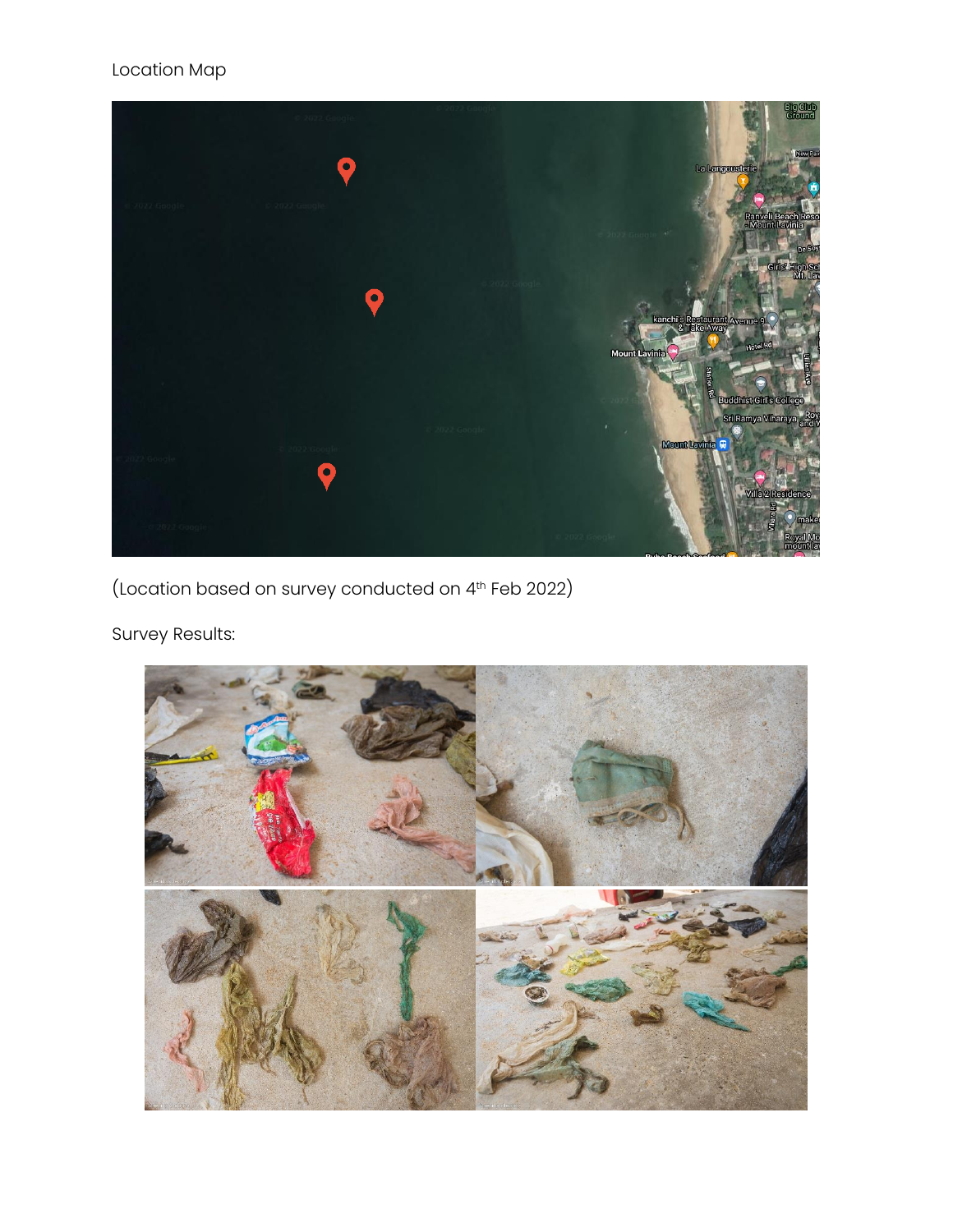Location Map

(Location based on survey conducted on 4th Feb 2022)

Survey Results: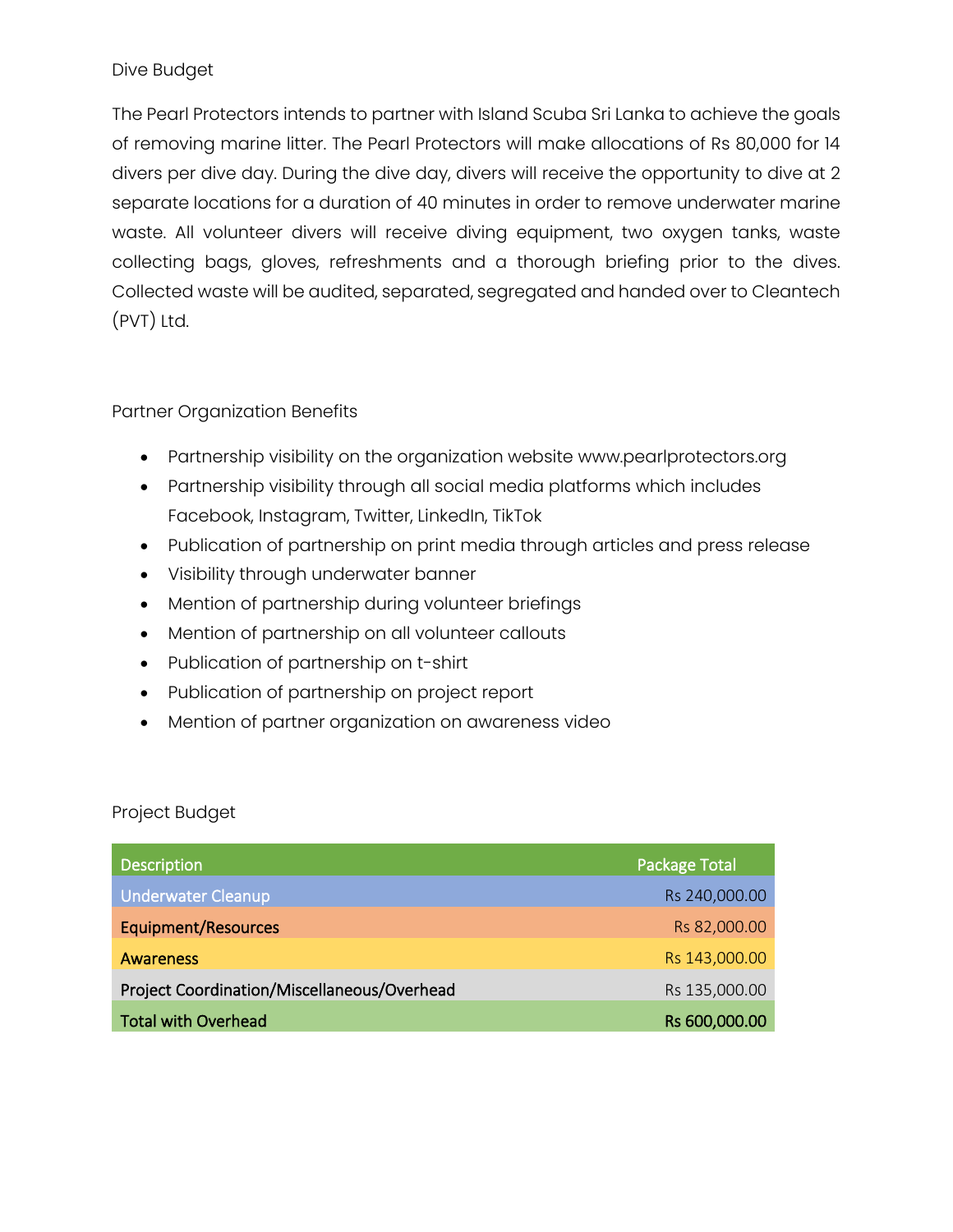## Dive Budget

The Pearl Protectors intends to partner with Island Scuba Sri Lanka to achieve the goals of removing marine litter. The Pearl Protectors will make allocations of Rs 80,000 for 14 divers per dive day. During the dive day, divers will receive the opportunity to dive at 2 separate locations for a duration of 40 minutes in order to remove underwater marine waste. All volunteer divers will receive diving equipment, two oxygen tanks, waste collecting bags, gloves, refreshments and a thorough briefing prior to the dives. Collected waste will be audited, separated, segregated and handed over to Cleantech (PVT) Ltd.

## Partner Organization Benefits

- Partnership visibility on the organization website www.pearlprotectors.org
- Partnership visibility through all social media platforms which includes Facebook, Instagram, Twitter, LinkedIn, TikTok
- Publication of partnership on print media through articles and press release
- Visibility through underwater banner
- Mention of partnership during volunteer briefings
- Mention of partnership on all volunteer callouts
- Publication of partnership on t-shirt
- Publication of partnership on project report
- Mention of partner organization on awareness video

## Project Budget

| Description | Package Total |
|---|---|
| Underwater Cleanup | Rs 240,000.00 |
| Equipment/Resources | Rs 82,000.00 |
| Awareness | Rs 143,000.00 |
| Project Coordination/Miscellaneous/Overhead | Rs 135,000.00 |
| **Total with Overhead** | **Rs 600,000.00** |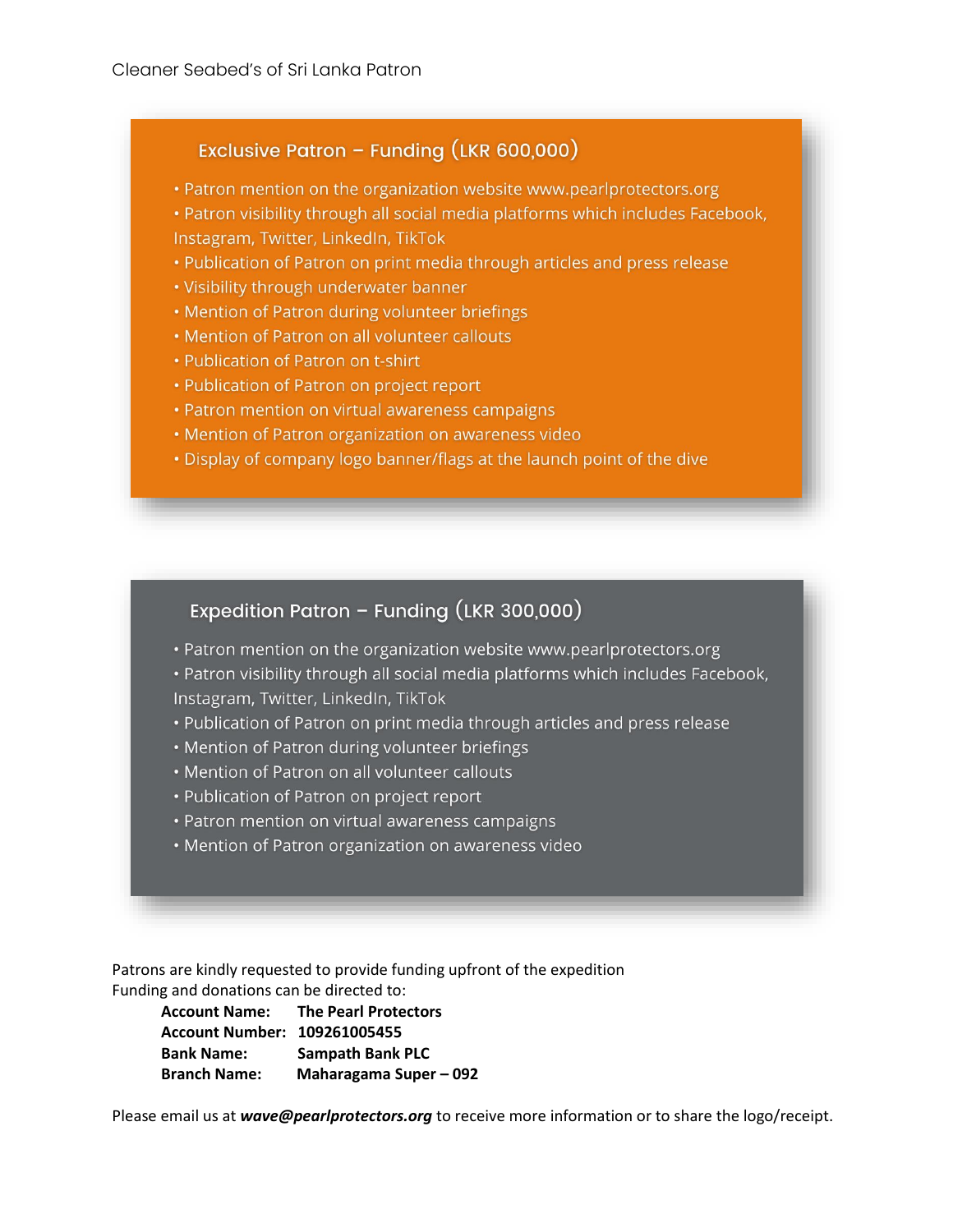Cleaner Seabed's of Sri Lanka Patron

## Exclusive Patron – Funding (LKR 600,000)

- Patron mention on the organization website www.pearlprotectors.org
- Patron visibility through all social media platforms which includes Facebook, Instagram, Twitter, LinkedIn, TikTok
- Publication of Patron on print media through articles and press release
- Visibility through underwater banner
- Mention of Patron during volunteer briefings
- Mention of Patron on all volunteer callouts
- Publication of Patron on t-shirt
- Publication of Patron on project report
- Patron mention on virtual awareness campaigns
- Mention of Patron organization on awareness video
- Display of company logo banner/flags at the launch point of the dive

## Expedition Patron – Funding (LKR 300,000)

- Patron mention on the organization website www.pearlprotectors.org
- Patron visibility through all social media platforms which includes Facebook, Instagram, Twitter, LinkedIn, TikTok
- Publication of Patron on print media through articles and press release
- Mention of Patron during volunteer briefings
- Mention of Patron on all volunteer callouts
- Publication of Patron on project report
- Patron mention on virtual awareness campaigns
- Mention of Patron organization on awareness video

Patrons are kindly requested to provide funding upfront of the expedition
Funding and donations can be directed to:

**Account Name:** **The Pearl Protectors**
**Account Number:** **109261005455**
**Bank Name:** **Sampath Bank PLC**
**Branch Name:** **Maharagama Super – 092**

Please email us at ***wave@pearlprotectors.org*** to receive more information or to share the logo/receipt.